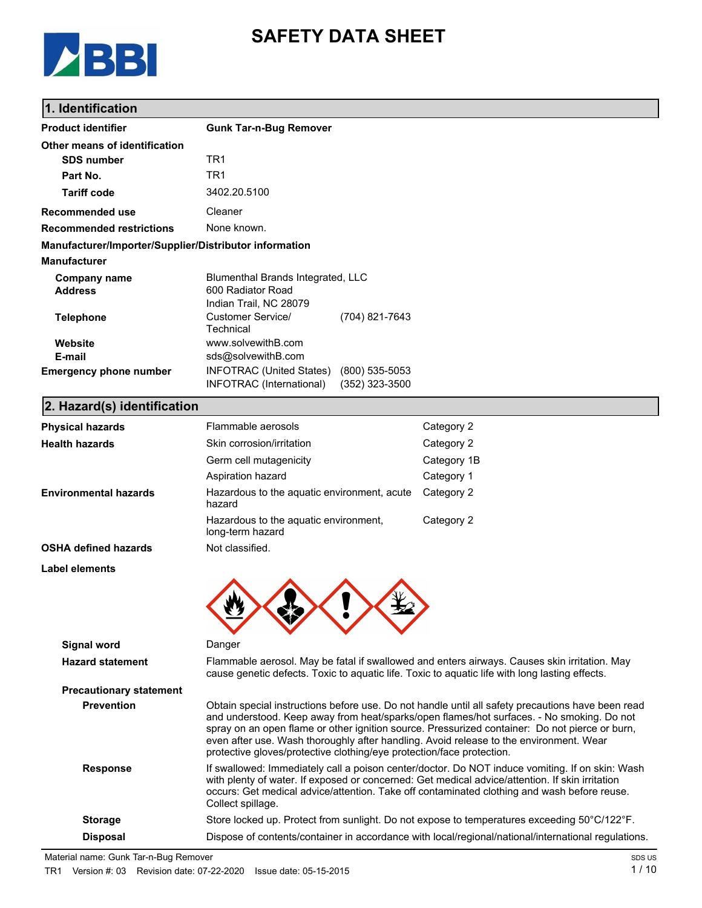# SAFETY DATA SHEET

## 1. Identification

| | | |
|---|---|---|
| **Product identifier** | **Gunk Tar-n-Bug Remover** | |
| **Other means of identification** | | |
| **SDS number** | TR1 | |
| **Part No.** | TR1 | |
| **Tariff code** | 3402.20.5100 | |
| **Recommended use** | Cleaner | |
| **Recommended restrictions** | None known. | |

**Manufacturer/Importer/Supplier/Distributor information**

**Manufacturer**

| | | |
|---|---|---|
| **Company name** | Blumenthal Brands Integrated, LLC | |
| **Address** | 600 Radiator Road<br>Indian Trail, NC 28079 | |
| **Telephone** | Customer Service/ Technical | (704) 821-7643 |
| **Website** | www.solvewithB.com | |
| **E-mail** | sds@solvewithB.com | |
| **Emergency phone number** | INFOTRAC (United States) | (800) 535-5053 |
| | INFOTRAC (International) | (352) 323-3500 |

## 2. Hazard(s) identification

| | | |
|---|---|---|
| **Physical hazards** | Flammable aerosols | Category 2 |
| **Health hazards** | Skin corrosion/irritation | Category 2 |
| | Germ cell mutagenicity | Category 1B |
| | Aspiration hazard | Category 1 |
| **Environmental hazards** | Hazardous to the aquatic environment, acute hazard | Category 2 |
| | Hazardous to the aquatic environment, long-term hazard | Category 2 |
| **OSHA defined hazards** | Not classified. | |

**Label elements**

**Signal word** Danger

**Hazard statement** Flammable aerosol. May be fatal if swallowed and enters airways. Causes skin irritation. May cause genetic defects. Toxic to aquatic life. Toxic to aquatic life with long lasting effects.

**Precautionary statement**

**Prevention** Obtain special instructions before use. Do not handle until all safety precautions have been read and understood. Keep away from heat/sparks/open flames/hot surfaces. - No smoking. Do not spray on an open flame or other ignition source. Pressurized container: Do not pierce or burn, even after use. Wash thoroughly after handling. Avoid release to the environment. Wear protective gloves/protective clothing/eye protection/face protection.

**Response** If swallowed: Immediately call a poison center/doctor. Do NOT induce vomiting. If on skin: Wash with plenty of water. If exposed or concerned: Get medical advice/attention. If skin irritation occurs: Get medical advice/attention. Take off contaminated clothing and wash before reuse. Collect spillage.

**Storage** Store locked up. Protect from sunlight. Do not expose to temperatures exceeding 50°C/122°F.

**Disposal** Dispose of contents/container in accordance with local/regional/national/international regulations.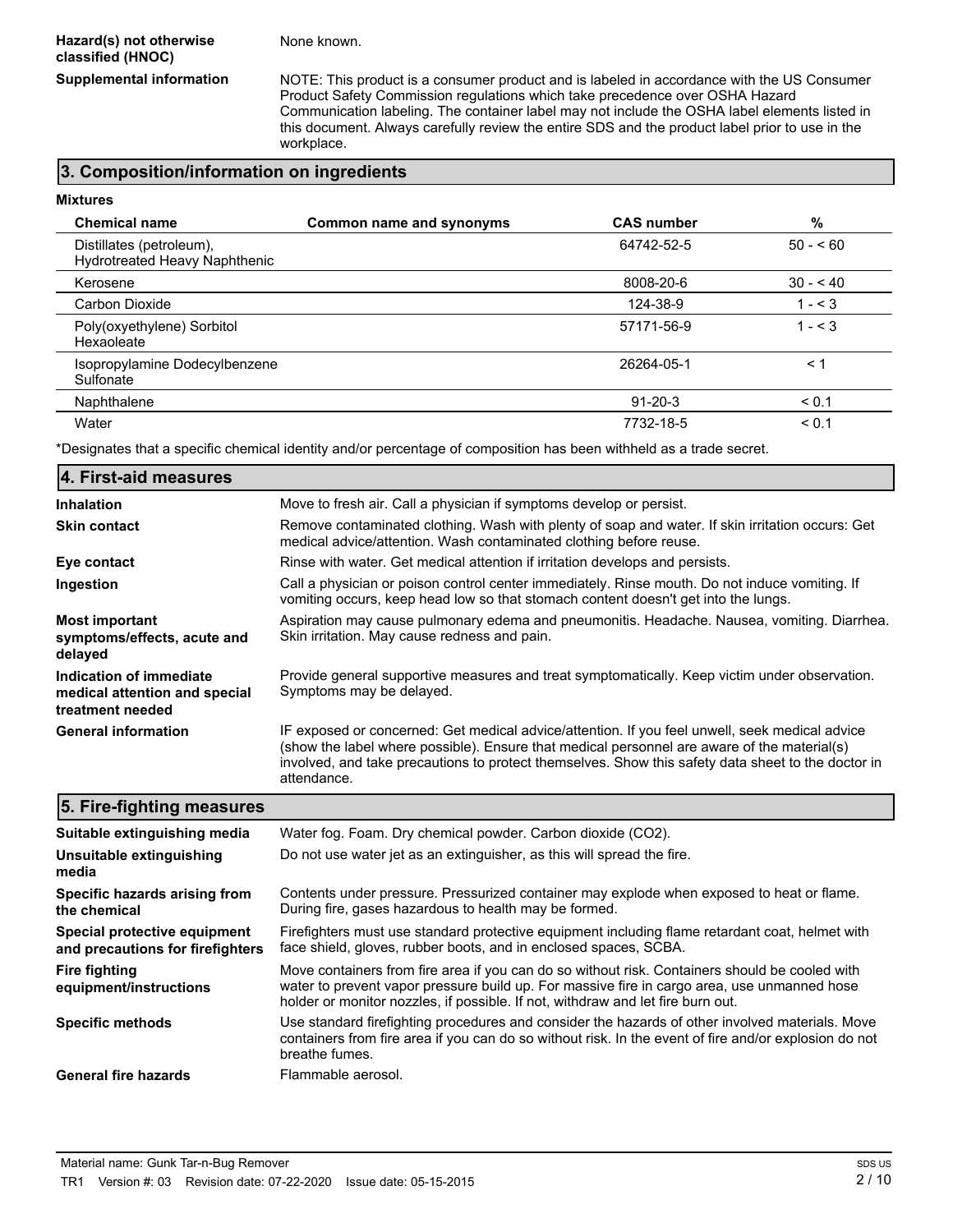**Hazard(s) not otherwise classified (HNOC)**
None known.

**Supplemental information**
NOTE: This product is a consumer product and is labeled in accordance with the US Consumer Product Safety Commission regulations which take precedence over OSHA Hazard Communication labeling. The container label may not include the OSHA label elements listed in this document. Always carefully review the entire SDS and the product label prior to use in the workplace.

## 3. Composition/information on ingredients

**Mixtures**

| Chemical name | Common name and synonyms | CAS number | % |
|---|---|---|---|
| Distillates (petroleum), Hydrotreated Heavy Naphthenic | | 64742-52-5 | 50 - < 60 |
| Kerosene | | 8008-20-6 | 30 - < 40 |
| Carbon Dioxide | | 124-38-9 | 1 - < 3 |
| Poly(oxyethylene) Sorbitol Hexaoleate | | 57171-56-9 | 1 - < 3 |
| Isopropylamine Dodecylbenzene Sulfonate | | 26264-05-1 | < 1 |
| Naphthalene | | 91-20-3 | < 0.1 |
| Water | | 7732-18-5 | < 0.1 |

*Designates that a specific chemical identity and/or percentage of composition has been withheld as a trade secret.

## 4. First-aid measures

**Inhalation**
Move to fresh air. Call a physician if symptoms develop or persist.

**Skin contact**
Remove contaminated clothing. Wash with plenty of soap and water. If skin irritation occurs: Get medical advice/attention. Wash contaminated clothing before reuse.

**Eye contact**
Rinse with water. Get medical attention if irritation develops and persists.

**Ingestion**
Call a physician or poison control center immediately. Rinse mouth. Do not induce vomiting. If vomiting occurs, keep head low so that stomach content doesn't get into the lungs.

**Most important symptoms/effects, acute and delayed**
Aspiration may cause pulmonary edema and pneumonitis. Headache. Nausea, vomiting. Diarrhea. Skin irritation. May cause redness and pain.

**Indication of immediate medical attention and special treatment needed**
Provide general supportive measures and treat symptomatically. Keep victim under observation. Symptoms may be delayed.

**General information**
IF exposed or concerned: Get medical advice/attention. If you feel unwell, seek medical advice (show the label where possible). Ensure that medical personnel are aware of the material(s) involved, and take precautions to protect themselves. Show this safety data sheet to the doctor in attendance.

## 5. Fire-fighting measures

**Suitable extinguishing media**
Water fog. Foam. Dry chemical powder. Carbon dioxide ($CO_2$).

**Unsuitable extinguishing media**
Do not use water jet as an extinguisher, as this will spread the fire.

**Specific hazards arising from the chemical**
Contents under pressure. Pressurized container may explode when exposed to heat or flame. During fire, gases hazardous to health may be formed.

**Special protective equipment and precautions for firefighters**
Firefighters must use standard protective equipment including flame retardant coat, helmet with face shield, gloves, rubber boots, and in enclosed spaces, SCBA.

**Fire fighting equipment/instructions**
Move containers from fire area if you can do so without risk. Containers should be cooled with water to prevent vapor pressure build up. For massive fire in cargo area, use unmanned hose holder or monitor nozzles, if possible. If not, withdraw and let fire burn out.

**Specific methods**
Use standard firefighting procedures and consider the hazards of other involved materials. Move containers from fire area if you can do so without risk. In the event of fire and/or explosion do not breathe fumes.

**General fire hazards**
Flammable aerosol.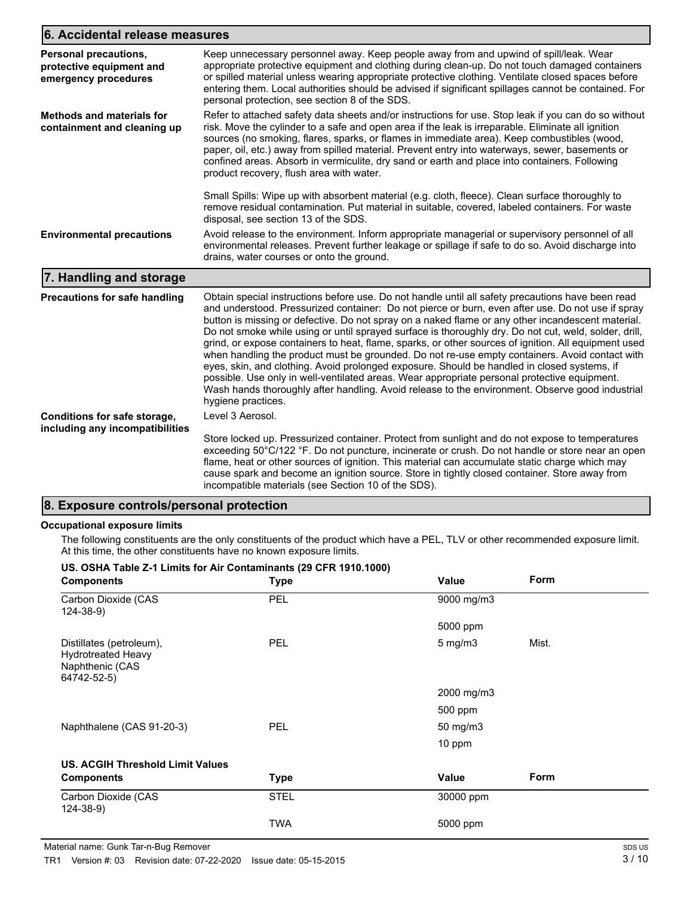## 6. Accidental release measures

| | |
|---|---|
| **Personal precautions, protective equipment and emergency procedures** | Keep unnecessary personnel away. Keep people away from and upwind of spill/leak. Wear appropriate protective equipment and clothing during clean-up. Do not touch damaged containers or spilled material unless wearing appropriate protective clothing. Ventilate closed spaces before entering them. Local authorities should be advised if significant spillages cannot be contained. For personal protection, see section 8 of the SDS. |
| **Methods and materials for containment and cleaning up** | Refer to attached safety data sheets and/or instructions for use. Stop leak if you can do so without risk. Move the cylinder to a safe and open area if the leak is irreparable. Eliminate all ignition sources (no smoking, flares, sparks, or flames in immediate area). Keep combustibles (wood, paper, oil, etc.) away from spilled material. Prevent entry into waterways, sewer, basements or confined areas. Absorb in vermiculite, dry sand or earth and place into containers. Following product recovery, flush area with water.<br><br>Small Spills: Wipe up with absorbent material (e.g. cloth, fleece). Clean surface thoroughly to remove residual contamination. Put material in suitable, covered, labeled containers. For waste disposal, see section 13 of the SDS. |
| **Environmental precautions** | Avoid release to the environment. Inform appropriate managerial or supervisory personnel of all environmental releases. Prevent further leakage or spillage if safe to do so. Avoid discharge into drains, water courses or onto the ground. |

## 7. Handling and storage

| | |
|---|---|
| **Precautions for safe handling** | Obtain special instructions before use. Do not handle until all safety precautions have been read and understood. Pressurized container: Do not pierce or burn, even after use. Do not use if spray button is missing or defective. Do not spray on a naked flame or any other incandescent material. Do not smoke while using or until sprayed surface is thoroughly dry. Do not cut, weld, solder, drill, grind, or expose containers to heat, flame, sparks, or other sources of ignition. All equipment used when handling the product must be grounded. Do not re-use empty containers. Avoid contact with eyes, skin, and clothing. Avoid prolonged exposure. Should be handled in closed systems, if possible. Use only in well-ventilated areas. Wear appropriate personal protective equipment. Wash hands thoroughly after handling. Avoid release to the environment. Observe good industrial hygiene practices. |
| **Conditions for safe storage, including any incompatibilities** | Level 3 Aerosol.<br><br>Store locked up. Pressurized container. Protect from sunlight and do not expose to temperatures exceeding 50°C/122 °F. Do not puncture, incinerate or crush. Do not handle or store near an open flame, heat or other sources of ignition. This material can accumulate static charge which may cause spark and become an ignition source. Store in tightly closed container. Store away from incompatible materials (see Section 10 of the SDS). |

## 8. Exposure controls/personal protection

**Occupational exposure limits**

The following constituents are the only constituents of the product which have a PEL, TLV or other recommended exposure limit. At this time, the other constituents have no known exposure limits.

**US. OSHA Table Z-1 Limits for Air Contaminants (29 CFR 1910.1000)**

| Components | Type | Value | Form |
|---|---|---|---|
| Carbon Dioxide (CAS 124-38-9) | PEL | 9000 mg/m3 | |
| | | 5000 ppm | |
| Distillates (petroleum), Hydrotreated Heavy Naphthenic (CAS 64742-52-5) | PEL | 5 mg/m3 | Mist. |
| | | 2000 mg/m3 | |
| | | 500 ppm | |
| Naphthalene (CAS 91-20-3) | PEL | 50 mg/m3 | |
| | | 10 ppm | |

**US. ACGIH Threshold Limit Values**

| Components | Type | Value | Form |
|---|---|---|---|
| Carbon Dioxide (CAS 124-38-9) | STEL | 30000 ppm | |
| | TWA | 5000 ppm | |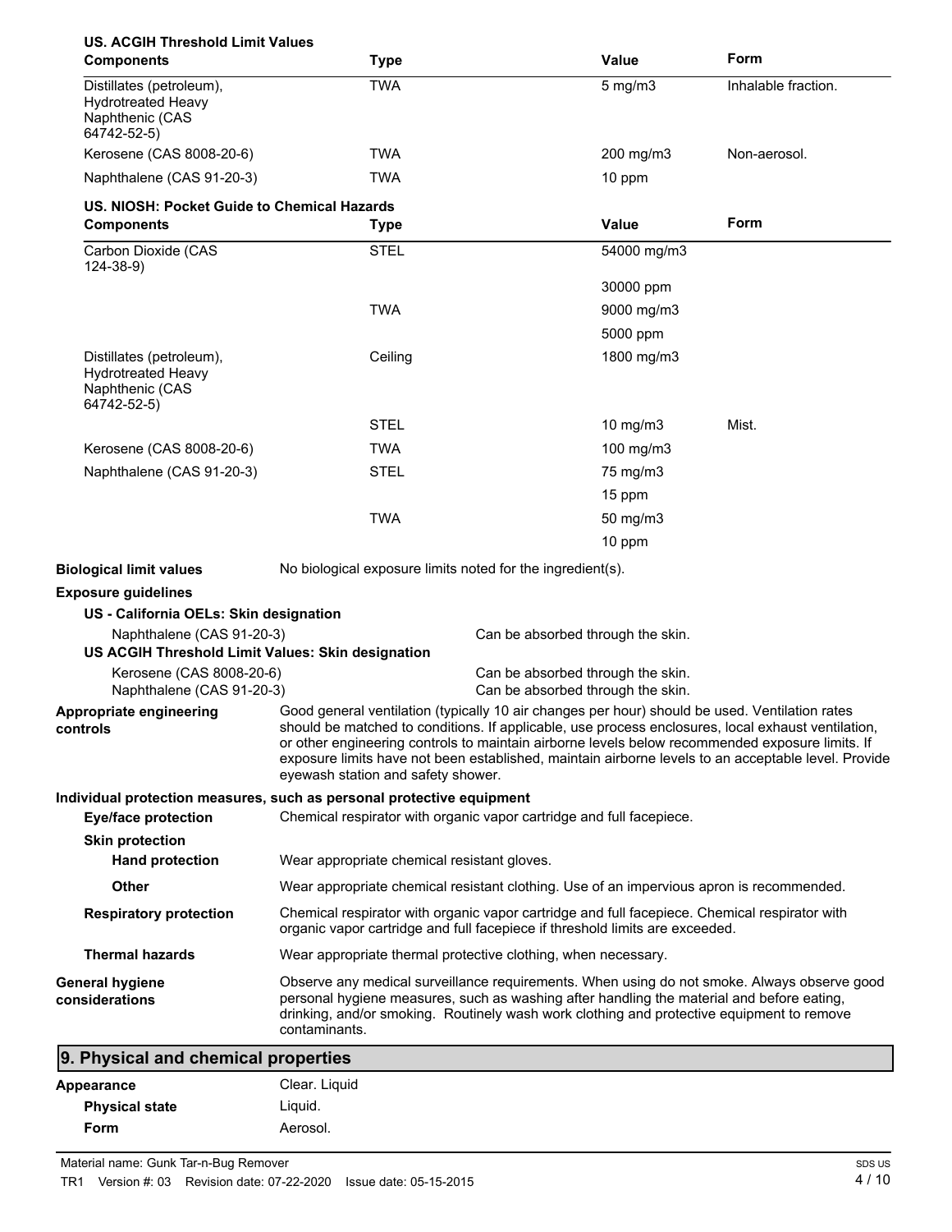**US. ACGIH Threshold Limit Values**

| Components | Type | Value | Form |
|---|---|---|---|
| Distillates (petroleum), Hydrotreated Heavy Naphthenic (CAS 64742-52-5) | TWA | 5 mg/m3 | Inhalable fraction. |
| Kerosene (CAS 8008-20-6) | TWA | 200 mg/m3 | Non-aerosol. |
| Naphthalene (CAS 91-20-3) | TWA | 10 ppm | |

**US. NIOSH: Pocket Guide to Chemical Hazards**

| Components | Type | Value | Form |
|---|---|---|---|
| Carbon Dioxide (CAS 124-38-9) | STEL | 54000 mg/m3 | |
| | | 30000 ppm | |
| | TWA | 9000 mg/m3 | |
| | | 5000 ppm | |
| Distillates (petroleum), Hydrotreated Heavy Naphthenic (CAS 64742-52-5) | Ceiling | 1800 mg/m3 | |
| | STEL | 10 mg/m3 | Mist. |
| Kerosene (CAS 8008-20-6) | TWA | 100 mg/m3 | |
| Naphthalene (CAS 91-20-3) | STEL | 75 mg/m3 | |
| | | 15 ppm | |
| | TWA | 50 mg/m3 | |
| | | 10 ppm | |

**Biological limit values** No biological exposure limits noted for the ingredient(s).

**Exposure guidelines**

**US - California OELs: Skin designation**

Naphthalene (CAS 91-20-3) Can be absorbed through the skin.

**US ACGIH Threshold Limit Values: Skin designation**

Kerosene (CAS 8008-20-6) Can be absorbed through the skin.
Naphthalene (CAS 91-20-3) Can be absorbed through the skin.

**Appropriate engineering controls** Good general ventilation (typically 10 air changes per hour) should be used. Ventilation rates should be matched to conditions. If applicable, use process enclosures, local exhaust ventilation, or other engineering controls to maintain airborne levels below recommended exposure limits. If exposure limits have not been established, maintain airborne levels to an acceptable level. Provide eyewash station and safety shower.

**Individual protection measures, such as personal protective equipment**

**Eye/face protection** Chemical respirator with organic vapor cartridge and full facepiece.

**Skin protection**

**Hand protection** Wear appropriate chemical resistant gloves.

**Other** Wear appropriate chemical resistant clothing. Use of an impervious apron is recommended.

**Respiratory protection** Chemical respirator with organic vapor cartridge and full facepiece. Chemical respirator with organic vapor cartridge and full facepiece if threshold limits are exceeded.

**Thermal hazards** Wear appropriate thermal protective clothing, when necessary.

**General hygiene considerations** Observe any medical surveillance requirements. When using do not smoke. Always observe good personal hygiene measures, such as washing after handling the material and before eating, drinking, and/or smoking. Routinely wash work clothing and protective equipment to remove contaminants.

## 9. Physical and chemical properties

**Appearance** Clear. Liquid

**Physical state** Liquid.

**Form** Aerosol.

Material name: Gunk Tar-n-Bug Remover
TR1 Version #: 03 Revision date: 07-22-2020 Issue date: 05-15-2015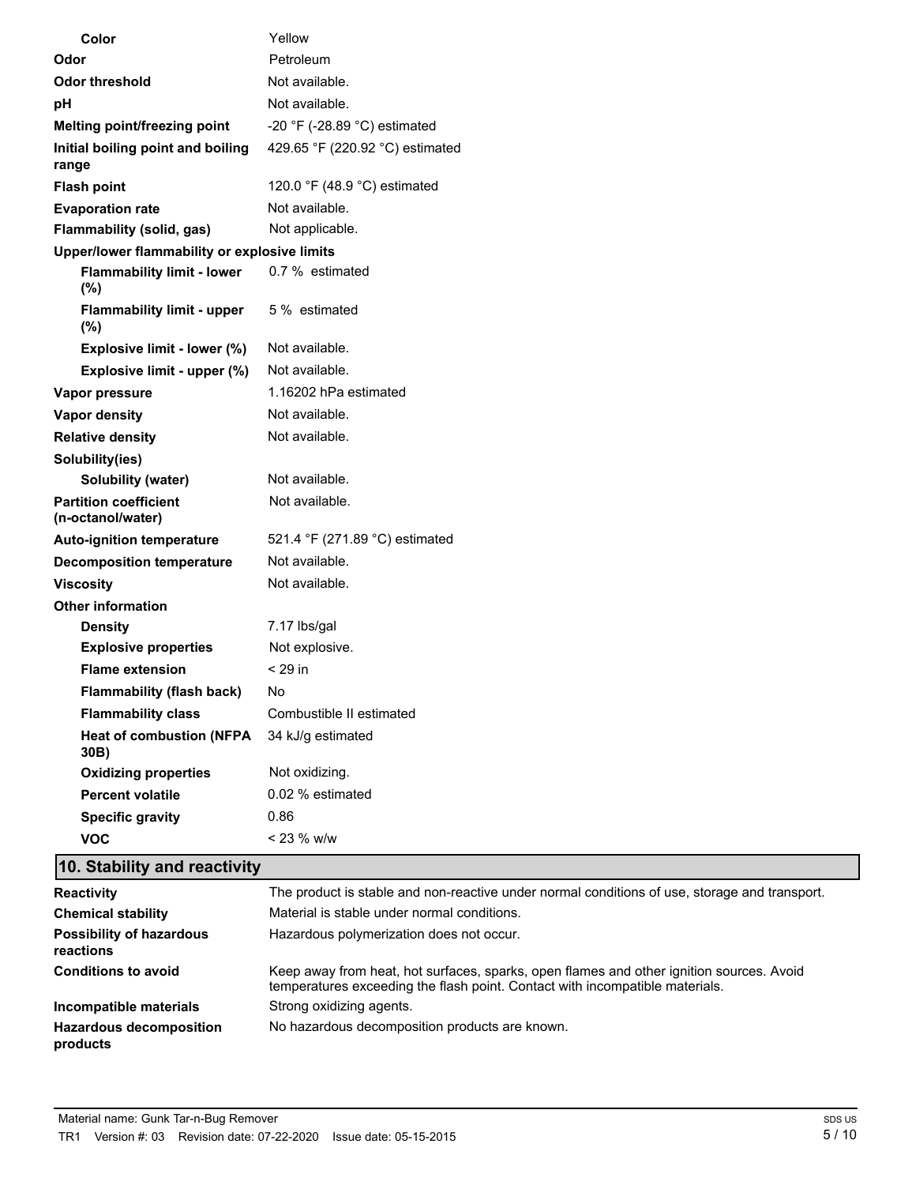| | |
|---|---|
| **Color** | Yellow |
| **Odor** | Petroleum |
| **Odor threshold** | Not available. |
| **pH** | Not available. |
| **Melting point/freezing point** | -20 °F (-28.89 °C) estimated |
| **Initial boiling point and boiling range** | 429.65 °F (220.92 °C) estimated |
| **Flash point** | 120.0 °F (48.9 °C) estimated |
| **Evaporation rate** | Not available. |
| **Flammability (solid, gas)** | Not applicable. |
| **Upper/lower flammability or explosive limits** | |
| **Flammability limit - lower (%)** | 0.7 % estimated |
| **Flammability limit - upper (%)** | 5 % estimated |
| **Explosive limit - lower (%)** | Not available. |
| **Explosive limit - upper (%)** | Not available. |
| **Vapor pressure** | 1.16202 hPa estimated |
| **Vapor density** | Not available. |
| **Relative density** | Not available. |
| **Solubility(ies)** | |
| **Solubility (water)** | Not available. |
| **Partition coefficient (n-octanol/water)** | Not available. |
| **Auto-ignition temperature** | 521.4 °F (271.89 °C) estimated |
| **Decomposition temperature** | Not available. |
| **Viscosity** | Not available. |
| **Other information** | |
| **Density** | 7.17 lbs/gal |
| **Explosive properties** | Not explosive. |
| **Flame extension** | < 29 in |
| **Flammability (flash back)** | No |
| **Flammability class** | Combustible II estimated |
| **Heat of combustion (NFPA 30B)** | 34 kJ/g estimated |
| **Oxidizing properties** | Not oxidizing. |
| **Percent volatile** | 0.02 % estimated |
| **Specific gravity** | 0.86 |
| **VOC** | < 23 % w/w |

## 10. Stability and reactivity

| | |
|---|---|
| **Reactivity** | The product is stable and non-reactive under normal conditions of use, storage and transport. |
| **Chemical stability** | Material is stable under normal conditions. |
| **Possibility of hazardous reactions** | Hazardous polymerization does not occur. |
| **Conditions to avoid** | Keep away from heat, hot surfaces, sparks, open flames and other ignition sources. Avoid temperatures exceeding the flash point. Contact with incompatible materials. |
| **Incompatible materials** | Strong oxidizing agents. |
| **Hazardous decomposition products** | No hazardous decomposition products are known. |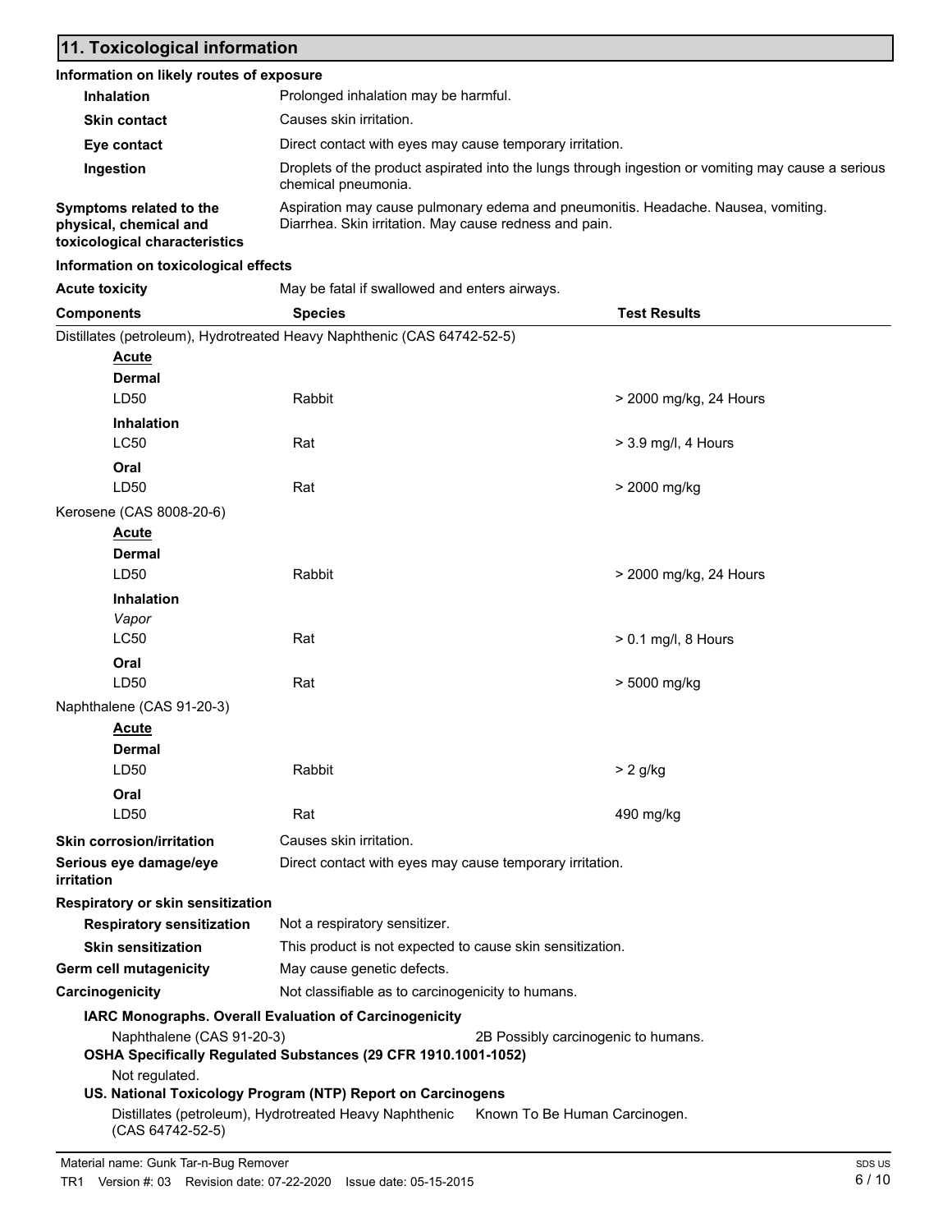## 11. Toxicological information

**Information on likely routes of exposure**

| | |
|---|---|
| **Inhalation** | Prolonged inhalation may be harmful. |
| **Skin contact** | Causes skin irritation. |
| **Eye contact** | Direct contact with eyes may cause temporary irritation. |
| **Ingestion** | Droplets of the product aspirated into the lungs through ingestion or vomiting may cause a serious chemical pneumonia. |
| **Symptoms related to the physical, chemical and toxicological characteristics** | Aspiration may cause pulmonary edema and pneumonitis. Headache. Nausea, vomiting. Diarrhea. Skin irritation. May cause redness and pain. |

**Information on toxicological effects**

**Acute toxicity** May be fatal if swallowed and enters airways.

| Components | Species | Test Results |
|---|---|---|
| Distillates (petroleum), Hydrotreated Heavy Naphthenic (CAS 64742-52-5) | | |
| **Acute** | | |
| **Dermal** | | |
| LD50 | Rabbit | > 2000 mg/kg, 24 Hours |
| **Inhalation** | | |
| LC50 | Rat | > 3.9 mg/l, 4 Hours |
| **Oral** | | |
| LD50 | Rat | > 2000 mg/kg |
| Kerosene (CAS 8008-20-6) | | |
| **Acute** | | |
| **Dermal** | | |
| LD50 | Rabbit | > 2000 mg/kg, 24 Hours |
| **Inhalation** | | |
| *Vapor* | | |
| LC50 | Rat | > 0.1 mg/l, 8 Hours |
| **Oral** | | |
| LD50 | Rat | > 5000 mg/kg |
| Naphthalene (CAS 91-20-3) | | |
| **Acute** | | |
| **Dermal** | | |
| LD50 | Rabbit | > 2 g/kg |
| **Oral** | | |
| LD50 | Rat | 490 mg/kg |

| | |
|---|---|
| **Skin corrosion/irritation** | Causes skin irritation. |
| **Serious eye damage/eye irritation** | Direct contact with eyes may cause temporary irritation. |

**Respiratory or skin sensitization**

| | |
|---|---|
| **Respiratory sensitization** | Not a respiratory sensitizer. |
| **Skin sensitization** | This product is not expected to cause skin sensitization. |
| **Germ cell mutagenicity** | May cause genetic defects. |
| **Carcinogenicity** | Not classifiable as to carcinogenicity to humans. |

**IARC Monographs. Overall Evaluation of Carcinogenicity**

Naphthalene (CAS 91-20-3) — 2B Possibly carcinogenic to humans.

**OSHA Specifically Regulated Substances (29 CFR 1910.1001-1052)**

Not regulated.

**US. National Toxicology Program (NTP) Report on Carcinogens**

Distillates (petroleum), Hydrotreated Heavy Naphthenic (CAS 64742-52-5) — Known To Be Human Carcinogen.

Material name: Gunk Tar-n-Bug Remover
TR1 Version #: 03 Revision date: 07-22-2020 Issue date: 05-15-2015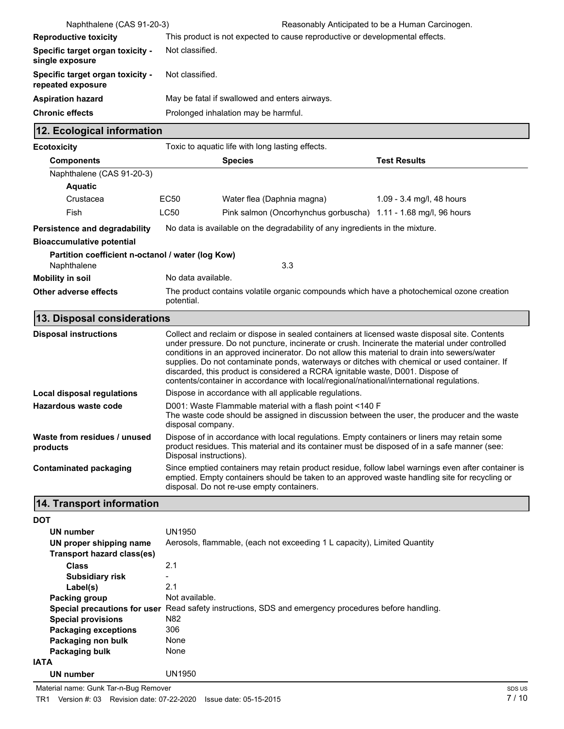| | |
|---|---|
| Naphthalene (CAS 91-20-3) | Reasonably Anticipated to be a Human Carcinogen. |
| **Reproductive toxicity** | This product is not expected to cause reproductive or developmental effects. |
| **Specific target organ toxicity - single exposure** | Not classified. |
| **Specific target organ toxicity - repeated exposure** | Not classified. |
| **Aspiration hazard** | May be fatal if swallowed and enters airways. |
| **Chronic effects** | Prolonged inhalation may be harmful. |

## 12. Ecological information

**Ecotoxicity** Toxic to aquatic life with long lasting effects.

| Components | | Species | Test Results |
|---|---|---|---|
| Naphthalene (CAS 91-20-3) | | | |
| **Aquatic** | | | |
| Crustacea | EC50 | Water flea (Daphnia magna) | 1.09 - 3.4 mg/l, 48 hours |
| Fish | LC50 | Pink salmon (Oncorhynchus gorbuscha) | 1.11 - 1.68 mg/l, 96 hours |

**Persistence and degradability** No data is available on the degradability of any ingredients in the mixture.

**Bioaccumulative potential**

**Partition coefficient n-octanol / water (log Kow)**

Naphthalene 3.3

**Mobility in soil** No data available.

**Other adverse effects** The product contains volatile organic compounds which have a photochemical ozone creation potential.

## 13. Disposal considerations

**Disposal instructions** Collect and reclaim or dispose in sealed containers at licensed waste disposal site. Contents under pressure. Do not puncture, incinerate or crush. Incinerate the material under controlled conditions in an approved incinerator. Do not allow this material to drain into sewers/water supplies. Do not contaminate ponds, waterways or ditches with chemical or used container. If discarded, this product is considered a RCRA ignitable waste, D001. Dispose of contents/container in accordance with local/regional/national/international regulations.

**Local disposal regulations** Dispose in accordance with all applicable regulations.

**Hazardous waste code** D001: Waste Flammable material with a flash point <140 F
The waste code should be assigned in discussion between the user, the producer and the waste disposal company.

**Waste from residues / unused products** Dispose of in accordance with local regulations. Empty containers or liners may retain some product residues. This material and its container must be disposed of in a safe manner (see: Disposal instructions).

**Contaminated packaging** Since emptied containers may retain product residue, follow label warnings even after container is emptied. Empty containers should be taken to an approved waste handling site for recycling or disposal. Do not re-use empty containers.

## 14. Transport information

**DOT**

| | |
|---|---|
| **UN number** | UN1950 |
| **UN proper shipping name** | Aerosols, flammable, (each not exceeding 1 L capacity), Limited Quantity |
| **Transport hazard class(es)** | |
| **Class** | 2.1 |
| **Subsidiary risk** | - |
| **Label(s)** | 2.1 |
| **Packing group** | Not available. |
| **Special precautions for user** | Read safety instructions, SDS and emergency procedures before handling. |
| **Special provisions** | N82 |
| **Packaging exceptions** | 306 |
| **Packaging non bulk** | None |
| **Packaging bulk** | None |

**IATA**

| | |
|---|---|
| **UN number** | UN1950 |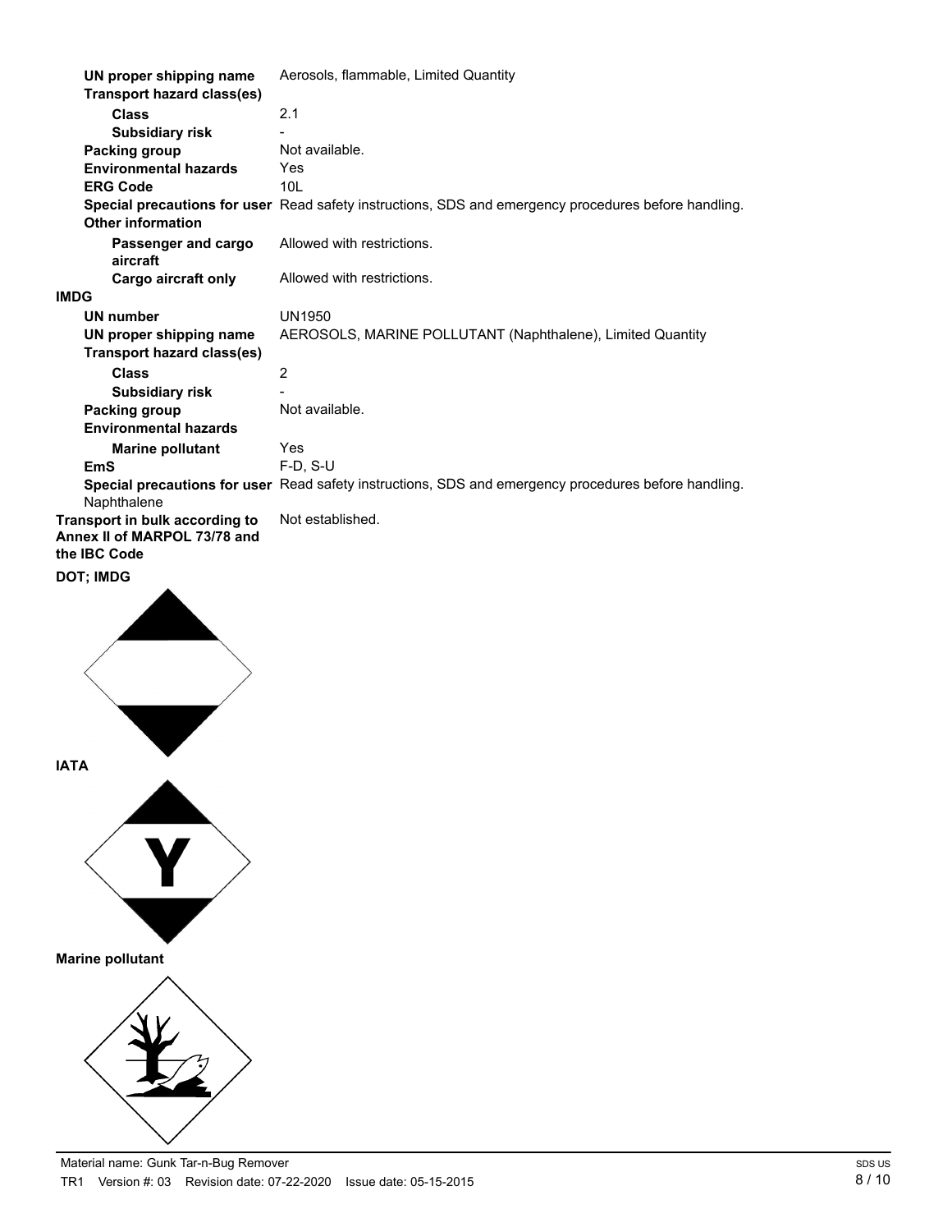| | |
|---|---|
| **UN proper shipping name** | Aerosols, flammable, Limited Quantity |
| **Transport hazard class(es)** | |
| **Class** | 2.1 |
| **Subsidiary risk** | - |
| **Packing group** | Not available. |
| **Environmental hazards** | Yes |
| **ERG Code** | 10L |
| **Special precautions for user** | Read safety instructions, SDS and emergency procedures before handling. |
| **Other information** | |
| **Passenger and cargo aircraft** | Allowed with restrictions. |
| **Cargo aircraft only** | Allowed with restrictions. |

**IMDG**

| | |
|---|---|
| **UN number** | UN1950 |
| **UN proper shipping name** | AEROSOLS, MARINE POLLUTANT (Naphthalene), Limited Quantity |
| **Transport hazard class(es)** | |
| **Class** | 2 |
| **Subsidiary risk** | - |
| **Packing group** | Not available. |
| **Environmental hazards** | |
| **Marine pollutant** | Yes |
| **EmS** | F-D, S-U |
| **Special precautions for user** | Read safety instructions, SDS and emergency procedures before handling. |

Naphthalene

| | |
|---|---|
| **Transport in bulk according to Annex II of MARPOL 73/78 and the IBC Code** | Not established. |

**DOT; IMDG**

**IATA**

**Marine pollutant**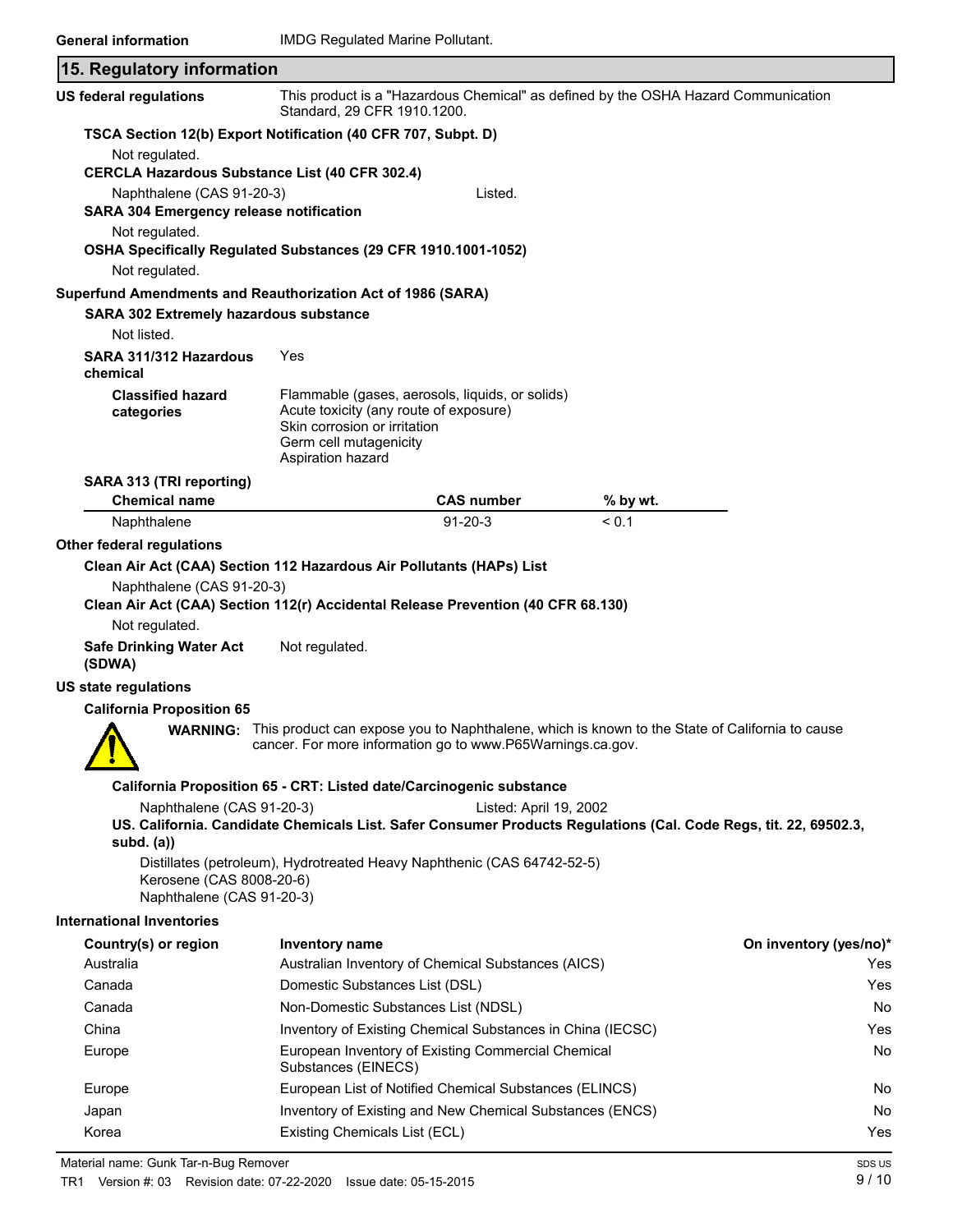**General information** IMDG Regulated Marine Pollutant.

## 15. Regulatory information

**US federal regulations** This product is a "Hazardous Chemical" as defined by the OSHA Hazard Communication Standard, 29 CFR 1910.1200.

**TSCA Section 12(b) Export Notification (40 CFR 707, Subpt. D)**

Not regulated.

**CERCLA Hazardous Substance List (40 CFR 302.4)**

Naphthalene (CAS 91-20-3) Listed.

**SARA 304 Emergency release notification**

Not regulated.

**OSHA Specifically Regulated Substances (29 CFR 1910.1001-1052)**

Not regulated.

**Superfund Amendments and Reauthorization Act of 1986 (SARA)**

**SARA 302 Extremely hazardous substance**

Not listed.

**SARA 311/312 Hazardous chemical** Yes

**Classified hazard categories**
Flammable (gases, aerosols, liquids, or solids)
Acute toxicity (any route of exposure)
Skin corrosion or irritation
Germ cell mutagenicity
Aspiration hazard

**SARA 313 (TRI reporting)**

| Chemical name | CAS number | % by wt. |
|---|---|---|
| Naphthalene | 91-20-3 | < 0.1 |

**Other federal regulations**

**Clean Air Act (CAA) Section 112 Hazardous Air Pollutants (HAPs) List**

Naphthalene (CAS 91-20-3)

**Clean Air Act (CAA) Section 112(r) Accidental Release Prevention (40 CFR 68.130)**

Not regulated.

**Safe Drinking Water Act (SDWA)** Not regulated.

**US state regulations**

**California Proposition 65**

**WARNING:** This product can expose you to Naphthalene, which is known to the State of California to cause cancer. For more information go to www.P65Warnings.ca.gov.

**California Proposition 65 - CRT: Listed date/Carcinogenic substance**

Naphthalene (CAS 91-20-3) Listed: April 19, 2002

**US. California. Candidate Chemicals List. Safer Consumer Products Regulations (Cal. Code Regs, tit. 22, 69502.3, subd. (a))**

Distillates (petroleum), Hydrotreated Heavy Naphthenic (CAS 64742-52-5)
Kerosene (CAS 8008-20-6)
Naphthalene (CAS 91-20-3)

**International Inventories**

| Country(s) or region | Inventory name | On inventory (yes/no)* |
|---|---|---|
| Australia | Australian Inventory of Chemical Substances (AICS) | Yes |
| Canada | Domestic Substances List (DSL) | Yes |
| Canada | Non-Domestic Substances List (NDSL) | No |
| China | Inventory of Existing Chemical Substances in China (IECSC) | Yes |
| Europe | European Inventory of Existing Commercial Chemical Substances (EINECS) | No |
| Europe | European List of Notified Chemical Substances (ELINCS) | No |
| Japan | Inventory of Existing and New Chemical Substances (ENCS) | No |
| Korea | Existing Chemicals List (ECL) | Yes |

Material name: Gunk Tar-n-Bug Remover
TR1 Version #: 03 Revision date: 07-22-2020 Issue date: 05-15-2015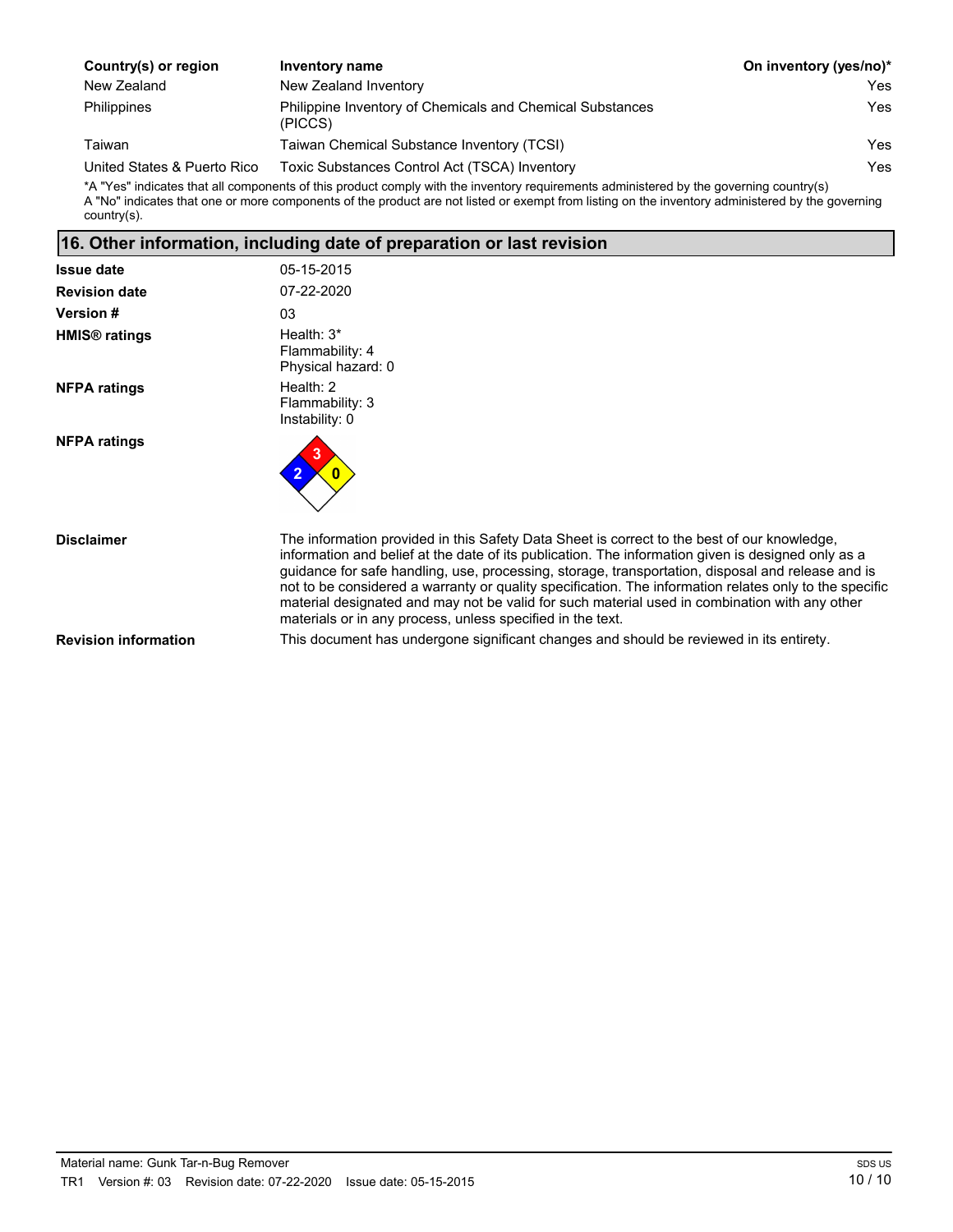| Country(s) or region | Inventory name | On inventory (yes/no)* |
|---|---|---|
| New Zealand | New Zealand Inventory | Yes |
| Philippines | Philippine Inventory of Chemicals and Chemical Substances (PICCS) | Yes |
| Taiwan | Taiwan Chemical Substance Inventory (TCSI) | Yes |
| United States & Puerto Rico | Toxic Substances Control Act (TSCA) Inventory | Yes |

*A "Yes" indicates that all components of this product comply with the inventory requirements administered by the governing country(s)
A "No" indicates that one or more components of the product are not listed or exempt from listing on the inventory administered by the governing country(s).

## 16. Other information, including date of preparation or last revision

**Issue date** 05-15-2015

**Revision date** 07-22-2020

**Version #** 03

**HMIS® ratings**
Health: 3*
Flammability: 4
Physical hazard: 0

**NFPA ratings**
Health: 2
Flammability: 3
Instability: 0

**NFPA ratings**

3
2 0

**Disclaimer** The information provided in this Safety Data Sheet is correct to the best of our knowledge, information and belief at the date of its publication. The information given is designed only as a guidance for safe handling, use, processing, storage, transportation, disposal and release and is not to be considered a warranty or quality specification. The information relates only to the specific material designated and may not be valid for such material used in combination with any other materials or in any process, unless specified in the text.

**Revision information** This document has undergone significant changes and should be reviewed in its entirety.